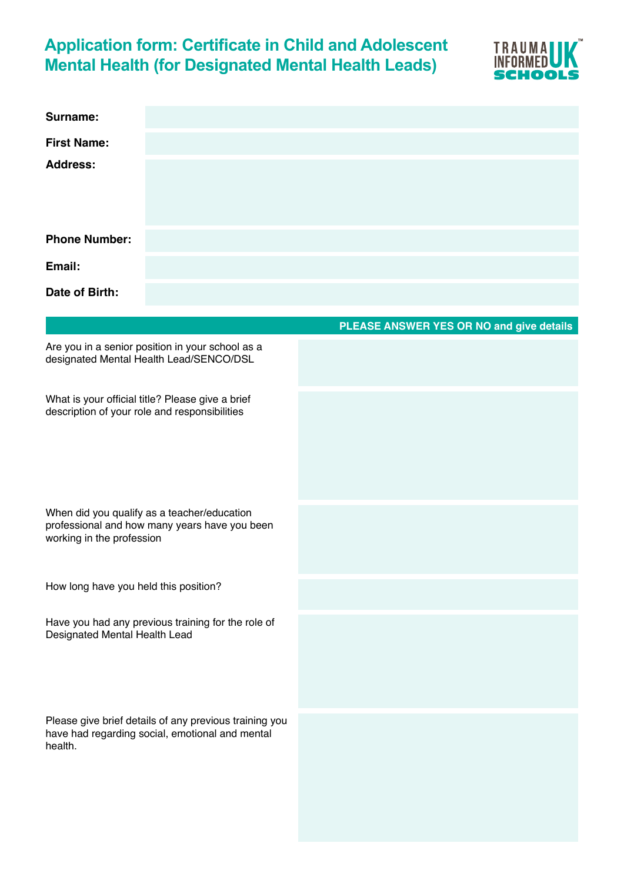# Application form: Certificate in Child and Adolescent Mental Health (for Designated Mental Health Leads)

TRAUMA INFORMED UK SCHOOLS

| | |
|---|---|
| **Surname:** | |
| **First Name:** | |
| **Address:** | |
| **Phone Number:** | |
| **Email:** | |
| **Date of Birth:** | |

| | **PLEASE ANSWER YES OR NO and give details** |
|---|---|
| Are you in a senior position in your school as a designated Mental Health Lead/SENCO/DSL | |
| What is your official title? Please give a brief description of your role and responsibilities | |
| When did you qualify as a teacher/education professional and how many years have you been working in the profession | |
| How long have you held this position? | |
| Have you had any previous training for the role of Designated Mental Health Lead | |
| Please give brief details of any previous training you have had regarding social, emotional and mental health. | |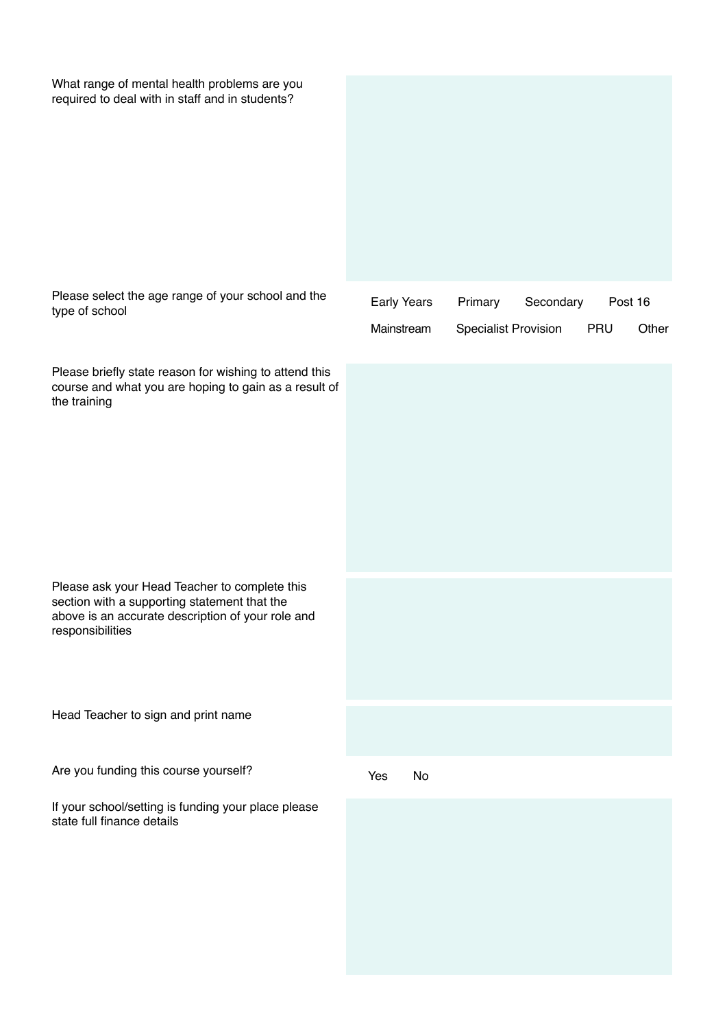What range of mental health problems are you required to deal with in staff and in students?

Please select the age range of your school and the type of school

Early Years Primary Secondary Post 16

Mainstream Specialist Provision PRU Other

Please briefly state reason for wishing to attend this course and what you are hoping to gain as a result of the training

Please ask your Head Teacher to complete this section with a supporting statement that the above is an accurate description of your role and responsibilities

Head Teacher to sign and print name

Are you funding this course yourself?

Yes No

If your school/setting is funding your place please state full finance details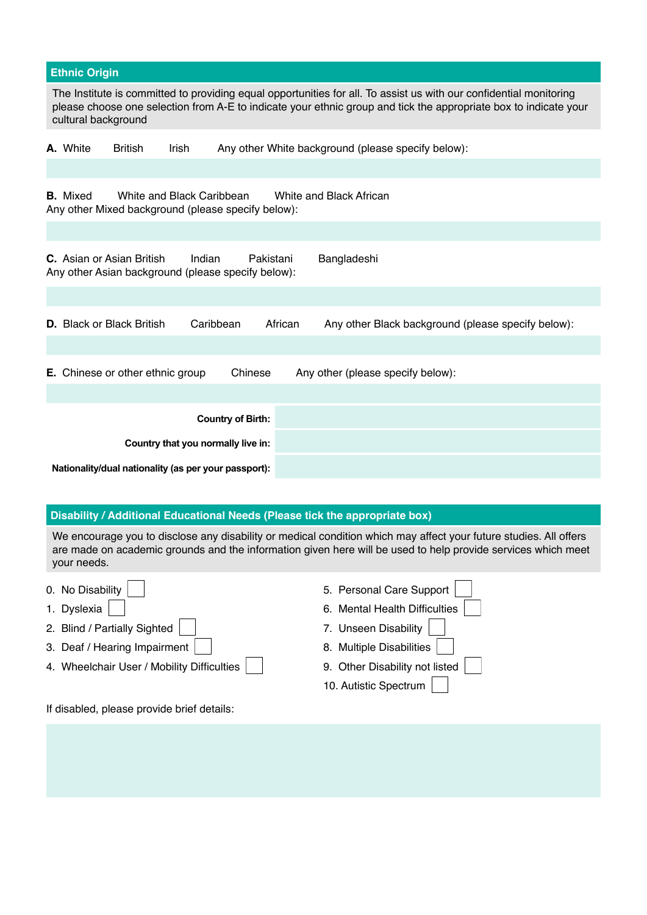## Ethnic Origin

The Institute is committed to providing equal opportunities for all. To assist us with our confidential monitoring please choose one selection from A-E to indicate your ethnic group and tick the appropriate box to indicate your cultural background

**A.** White    British    Irish    Any other White background (please specify below):

**B.** Mixed    White and Black Caribbean    White and Black African
Any other Mixed background (please specify below):

**C.** Asian or Asian British    Indian    Pakistani    Bangladeshi
Any other Asian background (please specify below):

**D.** Black or Black British    Caribbean    African    Any other Black background (please specify below):

**E.** Chinese or other ethnic group    Chinese    Any other (please specify below):

**Country of Birth:**

**Country that you normally live in:**

**Nationality/dual nationality (as per your passport):**

## Disability / Additional Educational Needs (Please tick the appropriate box)

We encourage you to disclose any disability or medical condition which may affect your future studies. All offers are made on academic grounds and the information given here will be used to help provide services which meet your needs.

0. No Disability ☐
1. Dyslexia ☐
2. Blind / Partially Sighted ☐
3. Deaf / Hearing Impairment ☐
4. Wheelchair User / Mobility Difficulties ☐
5. Personal Care Support ☐
6. Mental Health Difficulties ☐
7. Unseen Disability ☐
8. Multiple Disabilities ☐
9. Other Disability not listed ☐
10. Autistic Spectrum ☐

If disabled, please provide brief details: